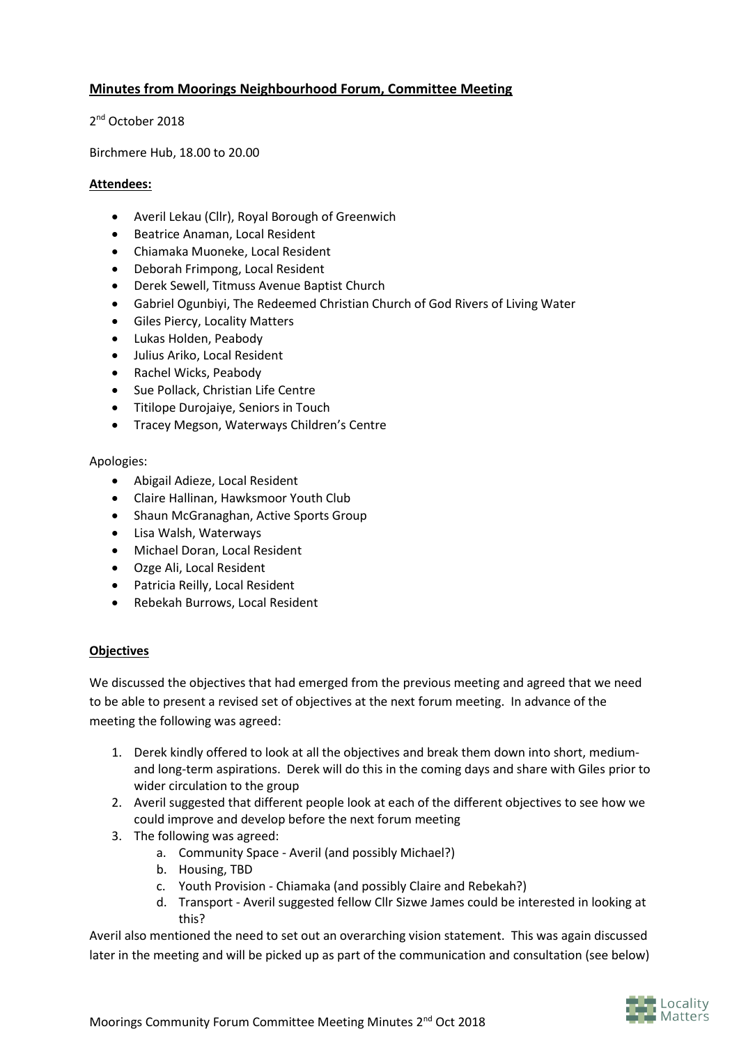## **Minutes from Moorings Neighbourhood Forum, Committee Meeting**

2nd October 2018

Birchmere Hub, 18.00 to 20.00

**Attendees:**

- Averil Lekau (Cllr), Royal Borough of Greenwich
- Beatrice Anaman, Local Resident
- Chiamaka Muoneke, Local Resident
- Deborah Frimpong, Local Resident
- Derek Sewell, Titmuss Avenue Baptist Church
- Gabriel Ogunbiyi, The Redeemed Christian Church of God Rivers of Living Water
- Giles Piercy, Locality Matters
- Lukas Holden, Peabody
- Julius Ariko, Local Resident
- Rachel Wicks, Peabody
- Sue Pollack, Christian Life Centre
- Titilope Durojaiye, Seniors in Touch
- Tracey Megson, Waterways Children's Centre

Apologies:

- Abigail Adieze, Local Resident
- Claire Hallinan, Hawksmoor Youth Club
- Shaun McGranaghan, Active Sports Group
- Lisa Walsh, Waterways
- Michael Doran, Local Resident
- Ozge Ali, Local Resident
- Patricia Reilly, Local Resident
- Rebekah Burrows, Local Resident

**Objectives**

We discussed the objectives that had emerged from the previous meeting and agreed that we need to be able to present a revised set of objectives at the next forum meeting. In advance of the meeting the following was agreed:

1. Derek kindly offered to look at all the objectives and break them down into short, medium- and long-term aspirations. Derek will do this in the coming days and share with Giles prior to wider circulation to the group
2. Averil suggested that different people look at each of the different objectives to see how we could improve and develop before the next forum meeting
3. The following was agreed:
   a. Community Space - Averil (and possibly Michael?)
   b. Housing, TBD
   c. Youth Provision - Chiamaka (and possibly Claire and Rebekah?)
   d. Transport - Averil suggested fellow Cllr Sizwe James could be interested in looking at this?

Averil also mentioned the need to set out an overarching vision statement. This was again discussed later in the meeting and will be picked up as part of the communication and consultation (see below)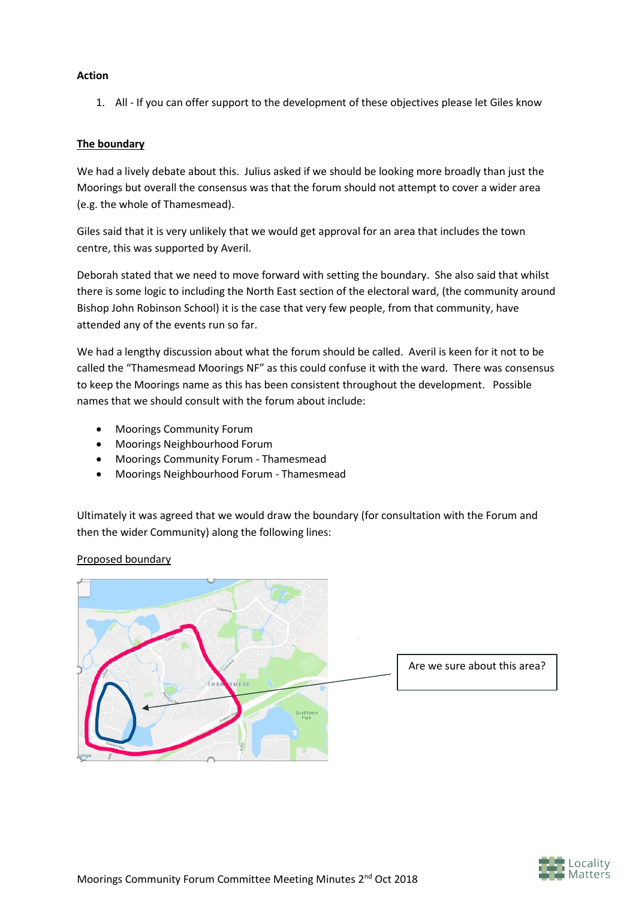**Action**

1. All - If you can offer support to the development of these objectives please let Giles know

**The boundary**

We had a lively debate about this. Julius asked if we should be looking more broadly than just the Moorings but overall the consensus was that the forum should not attempt to cover a wider area (e.g. the whole of Thamesmead).

Giles said that it is very unlikely that we would get approval for an area that includes the town centre, this was supported by Averil.

Deborah stated that we need to move forward with setting the boundary. She also said that whilst there is some logic to including the North East section of the electoral ward, (the community around Bishop John Robinson School) it is the case that very few people, from that community, have attended any of the events run so far.

We had a lengthy discussion about what the forum should be called. Averil is keen for it not to be called the "Thamesmead Moorings NF" as this could confuse it with the ward. There was consensus to keep the Moorings name as this has been consistent throughout the development. Possible names that we should consult with the forum about include:

- Moorings Community Forum
- Moorings Neighbourhood Forum
- Moorings Community Forum - Thamesmead
- Moorings Neighbourhood Forum - Thamesmead

Ultimately it was agreed that we would draw the boundary (for consultation with the Forum and then the wider Community) along the following lines:

Proposed boundary

Are we sure about this area?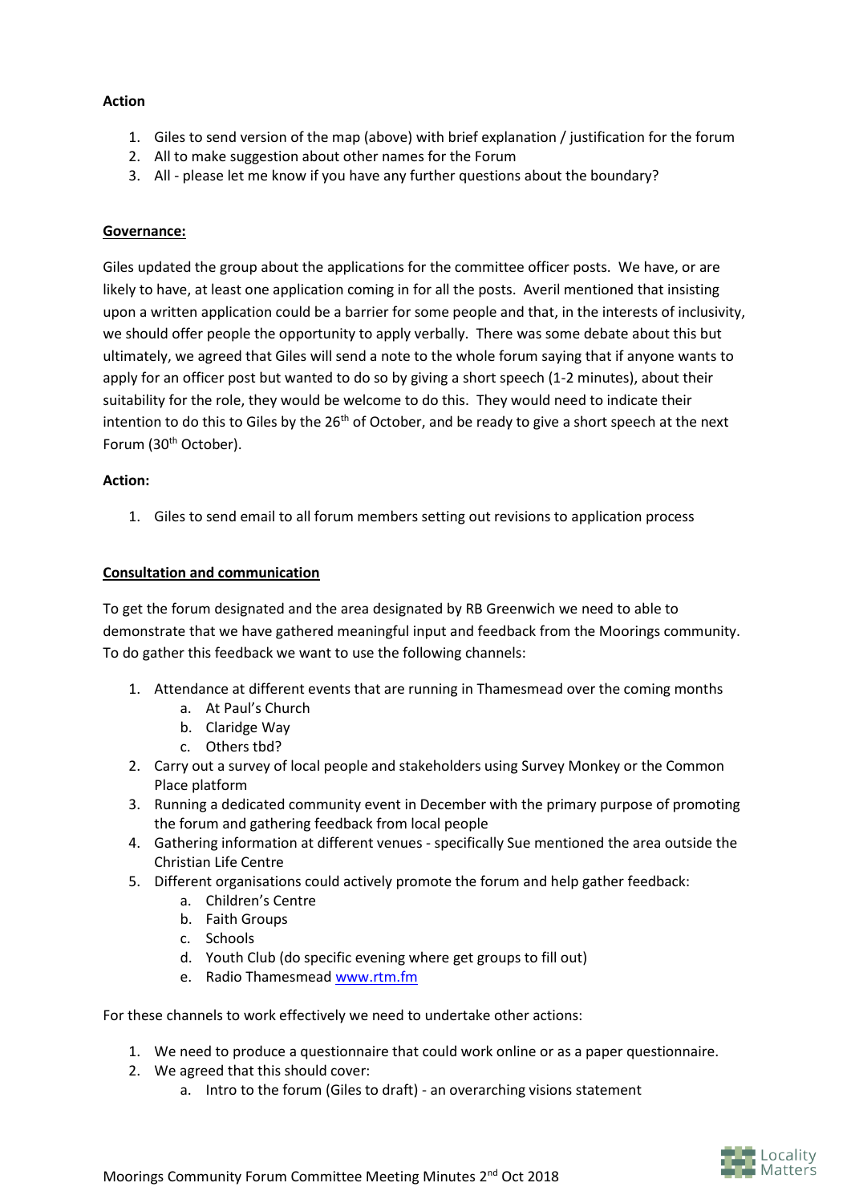**Action**

1. Giles to send version of the map (above) with brief explanation / justification for the forum
2. All to make suggestion about other names for the Forum
3. All - please let me know if you have any further questions about the boundary?

**Governance:**

Giles updated the group about the applications for the committee officer posts. We have, or are likely to have, at least one application coming in for all the posts. Averil mentioned that insisting upon a written application could be a barrier for some people and that, in the interests of inclusivity, we should offer people the opportunity to apply verbally. There was some debate about this but ultimately, we agreed that Giles will send a note to the whole forum saying that if anyone wants to apply for an officer post but wanted to do so by giving a short speech (1-2 minutes), about their suitability for the role, they would be welcome to do this. They would need to indicate their intention to do this to Giles by the 26th of October, and be ready to give a short speech at the next Forum (30th October).

**Action:**

1. Giles to send email to all forum members setting out revisions to application process

**Consultation and communication**

To get the forum designated and the area designated by RB Greenwich we need to able to demonstrate that we have gathered meaningful input and feedback from the Moorings community. To do gather this feedback we want to use the following channels:

1. Attendance at different events that are running in Thamesmead over the coming months
   a. At Paul's Church
   b. Claridge Way
   c. Others tbd?
2. Carry out a survey of local people and stakeholders using Survey Monkey or the Common Place platform
3. Running a dedicated community event in December with the primary purpose of promoting the forum and gathering feedback from local people
4. Gathering information at different venues - specifically Sue mentioned the area outside the Christian Life Centre
5. Different organisations could actively promote the forum and help gather feedback:
   a. Children's Centre
   b. Faith Groups
   c. Schools
   d. Youth Club (do specific evening where get groups to fill out)
   e. Radio Thamesmead www.rtm.fm

For these channels to work effectively we need to undertake other actions:

1. We need to produce a questionnaire that could work online or as a paper questionnaire.
2. We agreed that this should cover:
   a. Intro to the forum (Giles to draft) - an overarching visions statement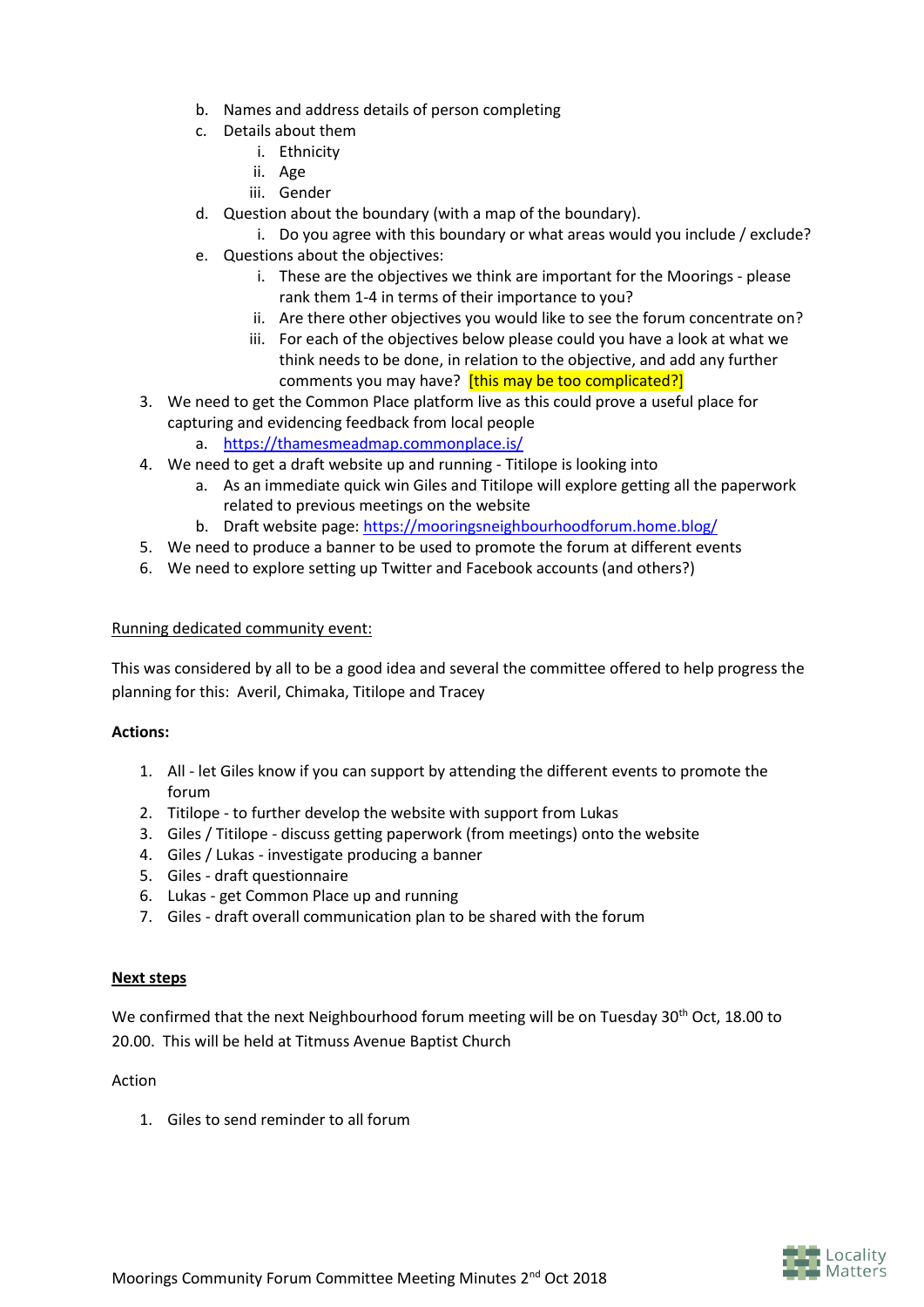b. Names and address details of person completing
   c. Details about them
      i. Ethnicity
      ii. Age
      iii. Gender
   d. Question about the boundary (with a map of the boundary).
      i. Do you agree with this boundary or what areas would you include / exclude?
   e. Questions about the objectives:
      i. These are the objectives we think are important for the Moorings - please rank them 1-4 in terms of their importance to you?
      ii. Are there other objectives you would like to see the forum concentrate on?
      iii. For each of the objectives below please could you have a look at what we think needs to be done, in relation to the objective, and add any further comments you may have? [this may be too complicated?]
3. We need to get the Common Place platform live as this could prove a useful place for capturing and evidencing feedback from local people
   a. https://thamesmeadmap.commonplace.is/
4. We need to get a draft website up and running - Titilope is looking into
   a. As an immediate quick win Giles and Titilope will explore getting all the paperwork related to previous meetings on the website
   b. Draft website page: https://mooringsneighbourhoodforum.home.blog/
5. We need to produce a banner to be used to promote the forum at different events
6. We need to explore setting up Twitter and Facebook accounts (and others?)

Running dedicated community event:

This was considered by all to be a good idea and several the committee offered to help progress the planning for this: Averil, Chimaka, Titilope and Tracey

**Actions:**

1. All - let Giles know if you can support by attending the different events to promote the forum
2. Titilope - to further develop the website with support from Lukas
3. Giles / Titilope - discuss getting paperwork (from meetings) onto the website
4. Giles / Lukas - investigate producing a banner
5. Giles - draft questionnaire
6. Lukas - get Common Place up and running
7. Giles - draft overall communication plan to be shared with the forum

**Next steps**

We confirmed that the next Neighbourhood forum meeting will be on Tuesday 30th Oct, 18.00 to 20.00. This will be held at Titmuss Avenue Baptist Church

Action

1. Giles to send reminder to all forum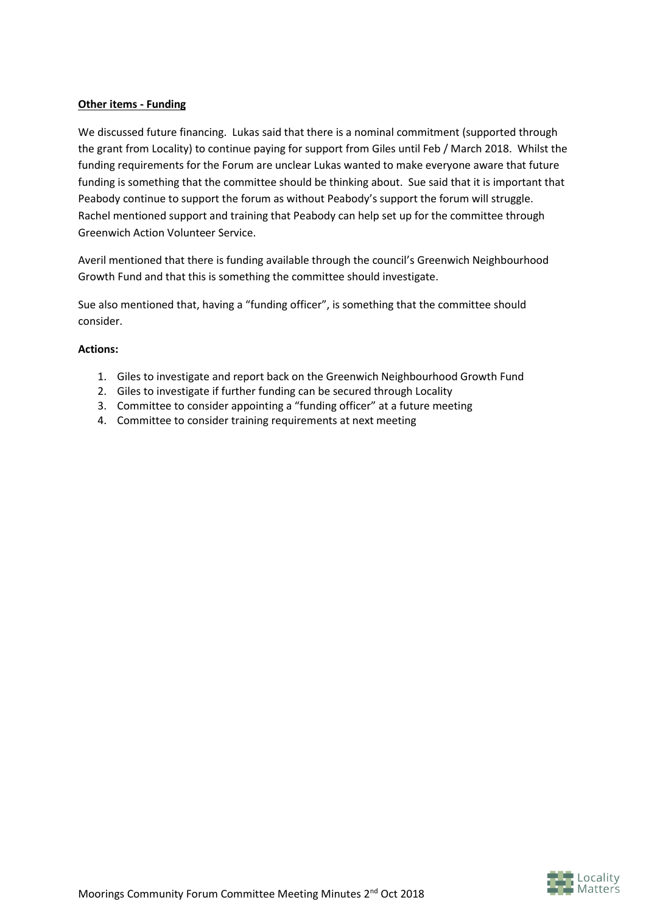**Other items - Funding**

We discussed future financing. Lukas said that there is a nominal commitment (supported through the grant from Locality) to continue paying for support from Giles until Feb / March 2018. Whilst the funding requirements for the Forum are unclear Lukas wanted to make everyone aware that future funding is something that the committee should be thinking about. Sue said that it is important that Peabody continue to support the forum as without Peabody's support the forum will struggle. Rachel mentioned support and training that Peabody can help set up for the committee through Greenwich Action Volunteer Service.

Averil mentioned that there is funding available through the council's Greenwich Neighbourhood Growth Fund and that this is something the committee should investigate.

Sue also mentioned that, having a "funding officer", is something that the committee should consider.

**Actions:**

1. Giles to investigate and report back on the Greenwich Neighbourhood Growth Fund
2. Giles to investigate if further funding can be secured through Locality
3. Committee to consider appointing a "funding officer" at a future meeting
4. Committee to consider training requirements at next meeting